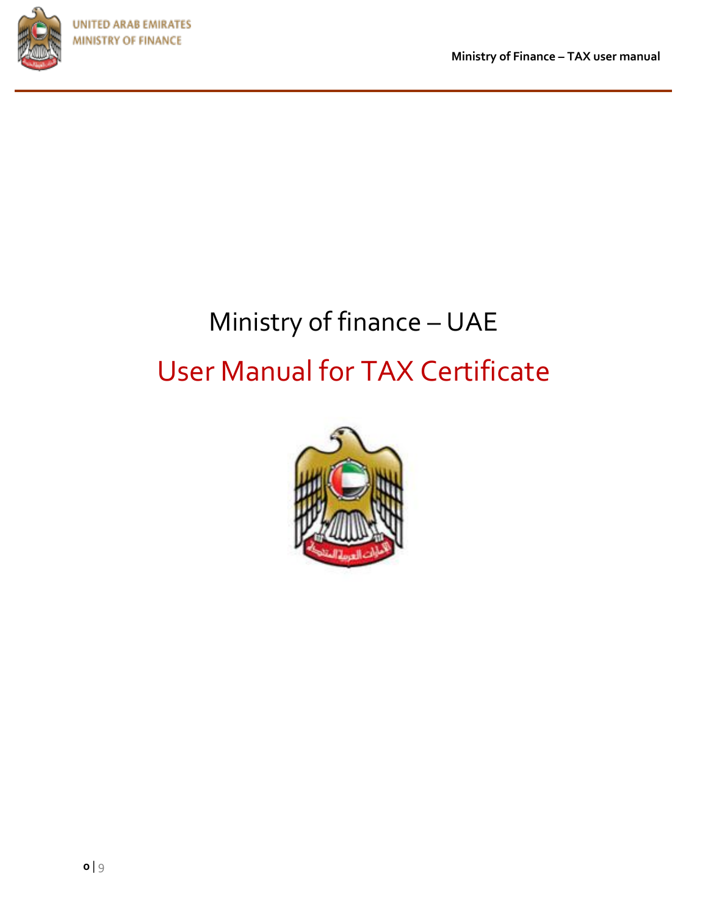# Ministry of finance – UAE

## User Manual for TAX Certificate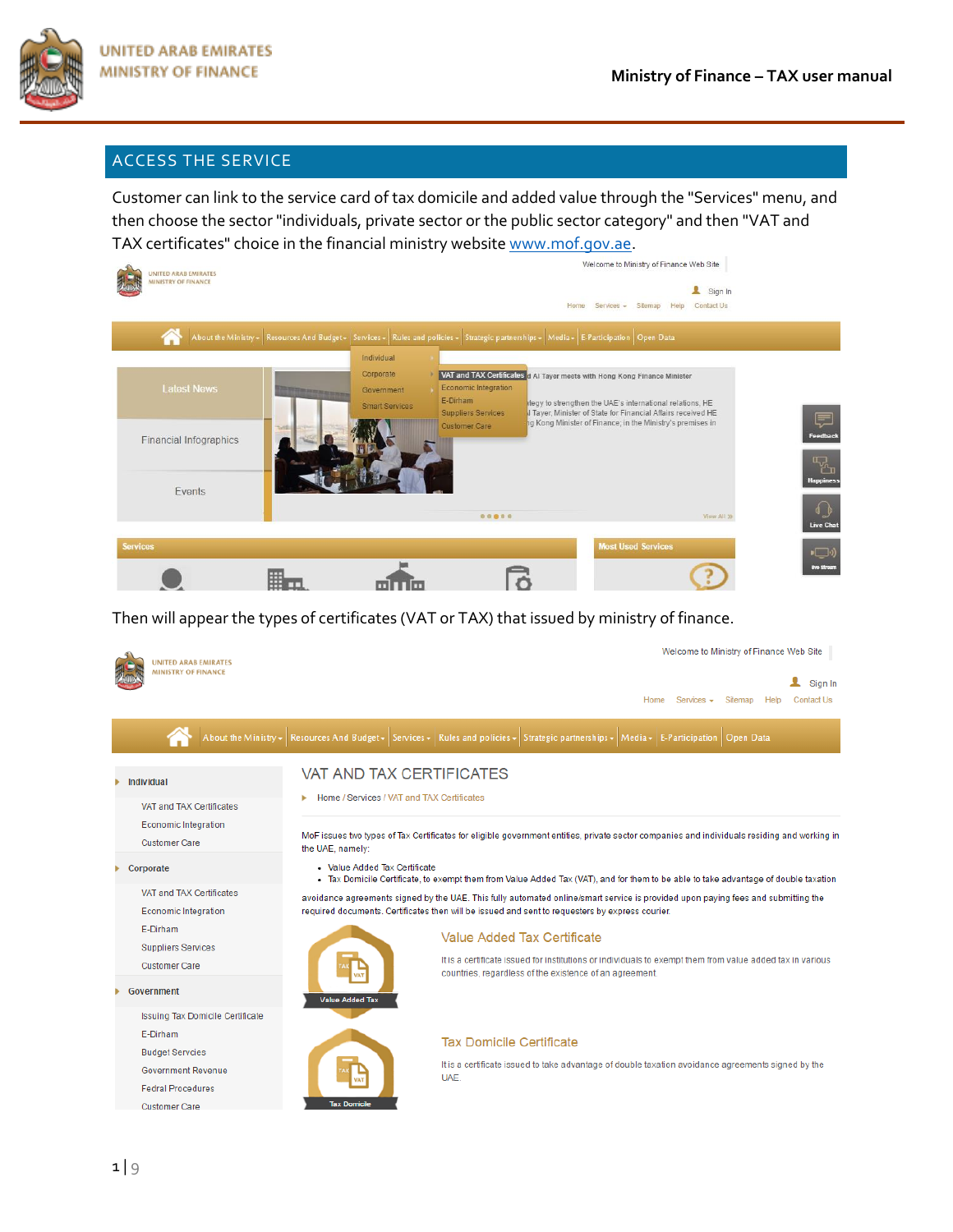## ACCESS THE SERVICE

Customer can link to the service card of tax domicile and added value through the "Services" menu, and then choose the sector "individuals, private sector or the public sector category" and then "VAT and TAX certificates" choice in the financial ministry website www.mof.gov.ae.

Then will appear the types of certificates (VAT or TAX) that issued by ministry of finance.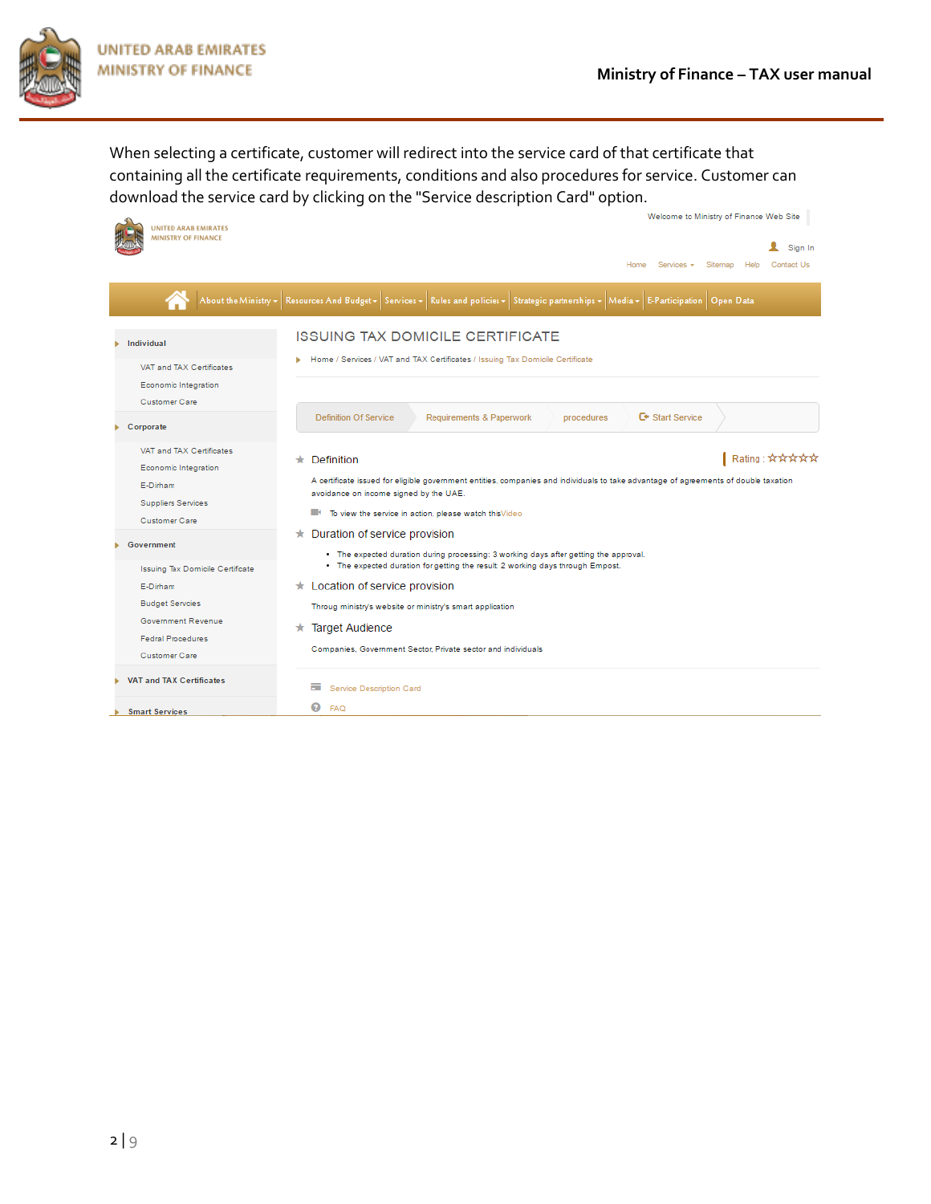When selecting a certificate, customer will redirect into the service card of that certificate that containing all the certificate requirements, conditions and also procedures for service. Customer can download the service card by clicking on the "Service description Card" option.

Welcome to Ministry of Finance Web Site

UNITED ARAB EMIRATES
MINISTRY OF FINANCE

Sign In

Home Services Sitemap Help Contact Us

About the Ministry | Resources And Budget | Services | Rules and policies | Strategic partnerships | Media | E-Participation | Open Data

- Individual
  - VAT and TAX Certificates
  - Economic Integration
  - Customer Care
- Corporate
  - VAT and TAX Certificates
  - Economic Integration
  - E-Dirham
  - Suppliers Services
  - Customer Care
- Government
  - Issuing Tax Domicile Certifcate
  - E-Dirham
  - Budget Servcies
  - Government Revenue
  - Fedral Procedures
  - Customer Care
- VAT and TAX Certificates
- Smart Services

## ISSUING TAX DOMICILE CERTIFICATE

Home / Services / VAT and TAX Certificates / Issuing Tax Domicile Certificate

Definition Of Service | Requirements & Paperwork | procedures | Start Service

### Definition

Rating :

A certificate issued for eligible government entities, companies and individuals to take advantage of agreements of double taxation avoidance on income signed by the UAE.

To view the service in action, please watch this Video

### Duration of service provision

- The expected duration during processing: 3 working days after getting the approval.
- The expected duration for getting the result: 2 working days through Empost.

### Location of service provision

Throug ministry's website or ministry's smart application

### Target Audience

Companies, Government Sector, Private sector and individuals

Service Description Card

FAQ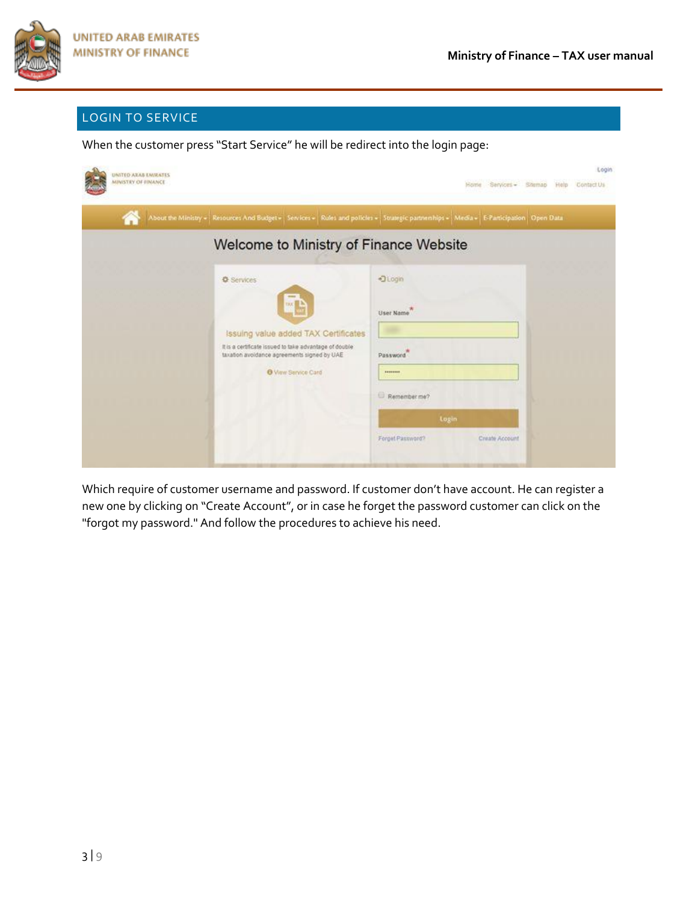## LOGIN TO SERVICE

When the customer press "Start Service" he will be redirect into the login page:

Which require of customer username and password. If customer don't have account. He can register a new one by clicking on "Create Account", or in case he forget the password customer can click on the "forgot my password." And follow the procedures to achieve his need.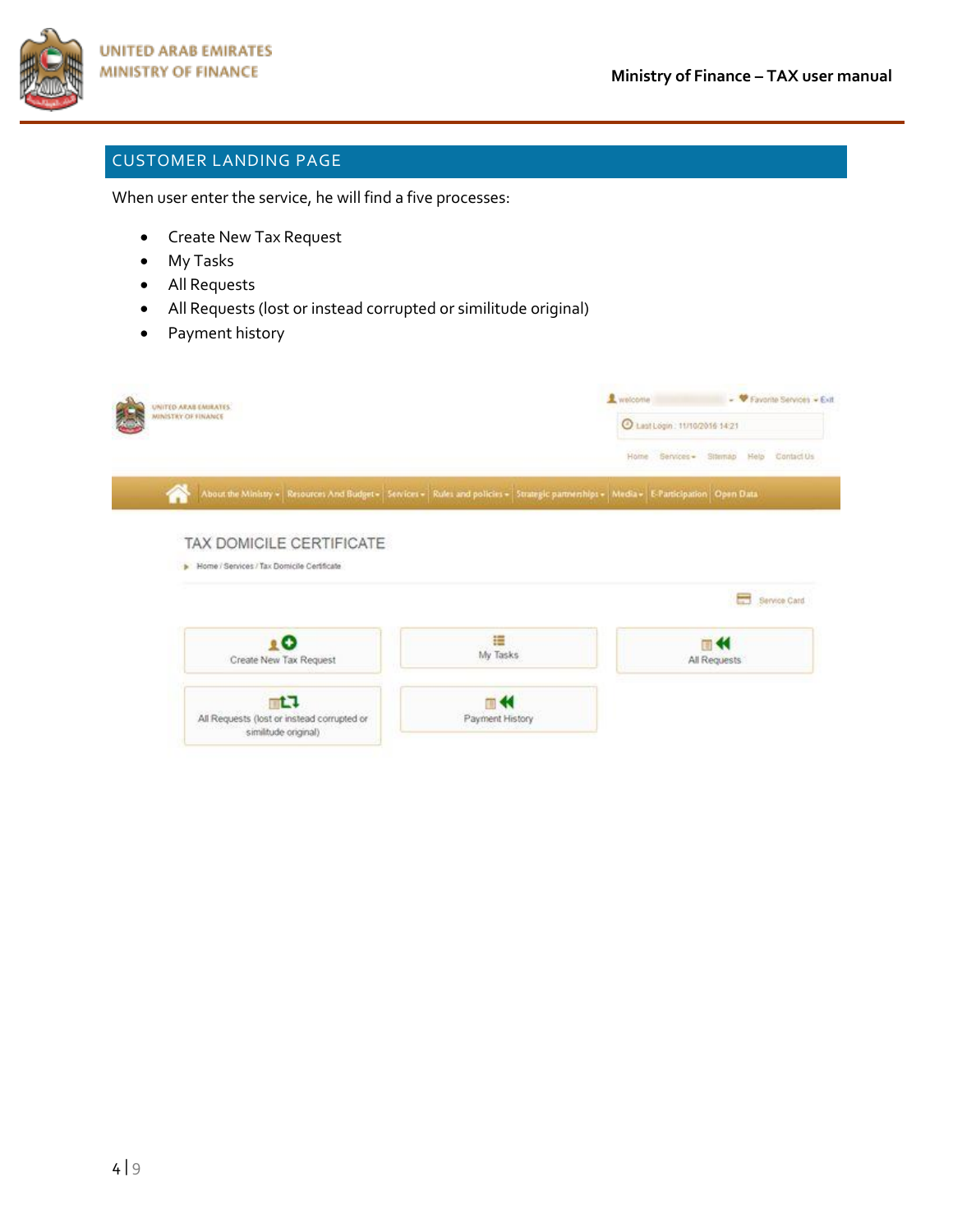## CUSTOMER LANDING PAGE

When user enter the service, he will find a five processes:

- Create New Tax Request
- My Tasks
- All Requests
- All Requests (lost or instead corrupted or similitude original)
- Payment history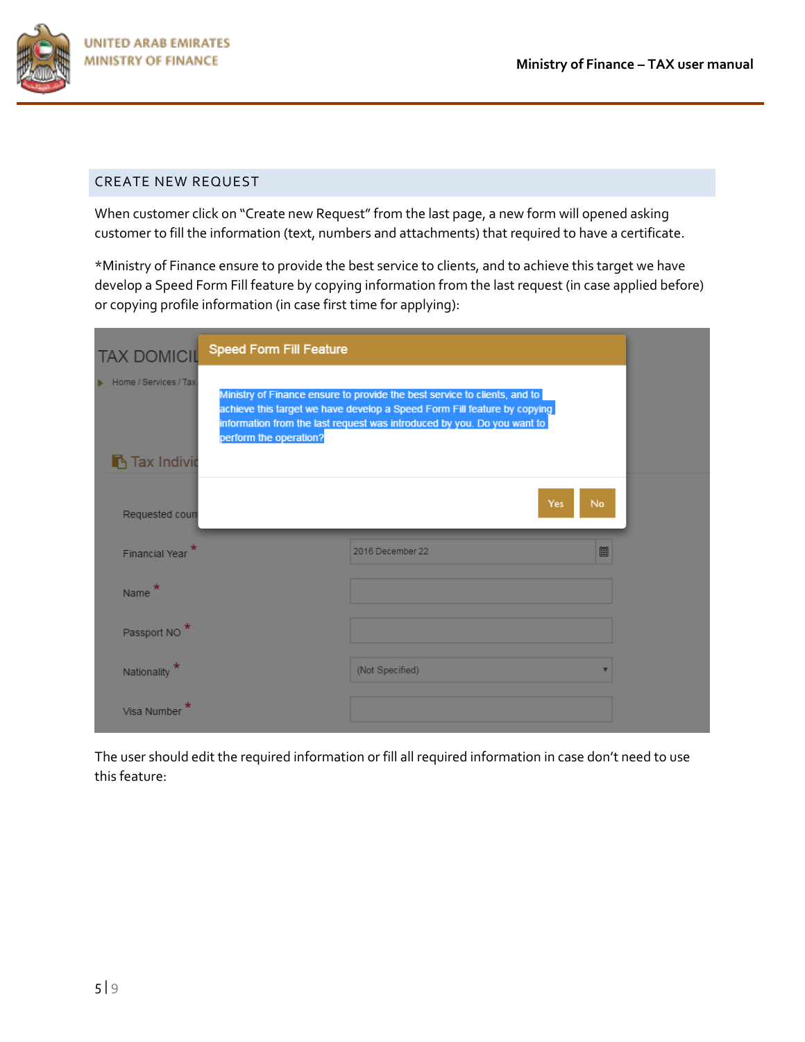## CREATE NEW REQUEST

When customer click on "Create new Request" from the last page, a new form will opened asking customer to fill the information (text, numbers and attachments) that required to have a certificate.

*Ministry of Finance ensure to provide the best service to clients, and to achieve this target we have develop a Speed Form Fill feature by copying information from the last request (in case applied before) or copying profile information (in case first time for applying):

The user should edit the required information or fill all required information in case don't need to use this feature: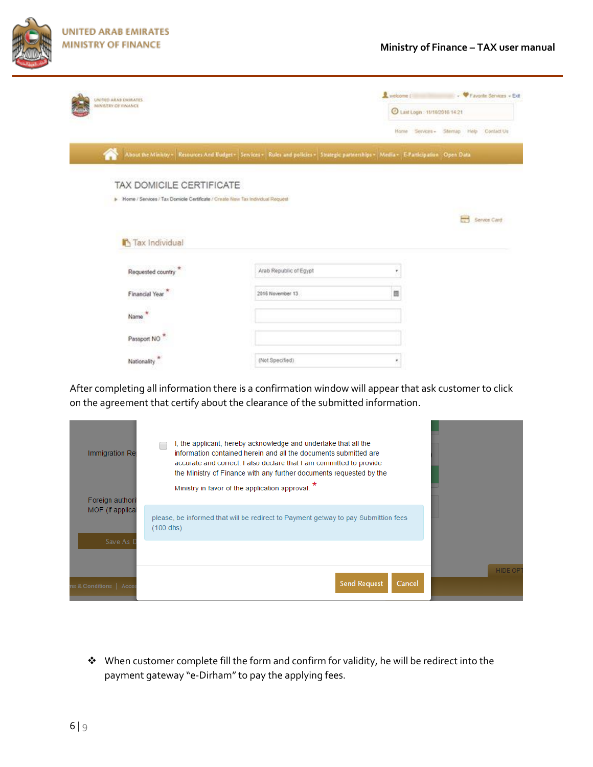After completing all information there is a confirmation window will appear that ask customer to click on the agreement that certify about the clearance of the submitted information.

- When customer complete fill the form and confirm for validity, he will be redirect into the payment gateway "e-Dirham" to pay the applying fees.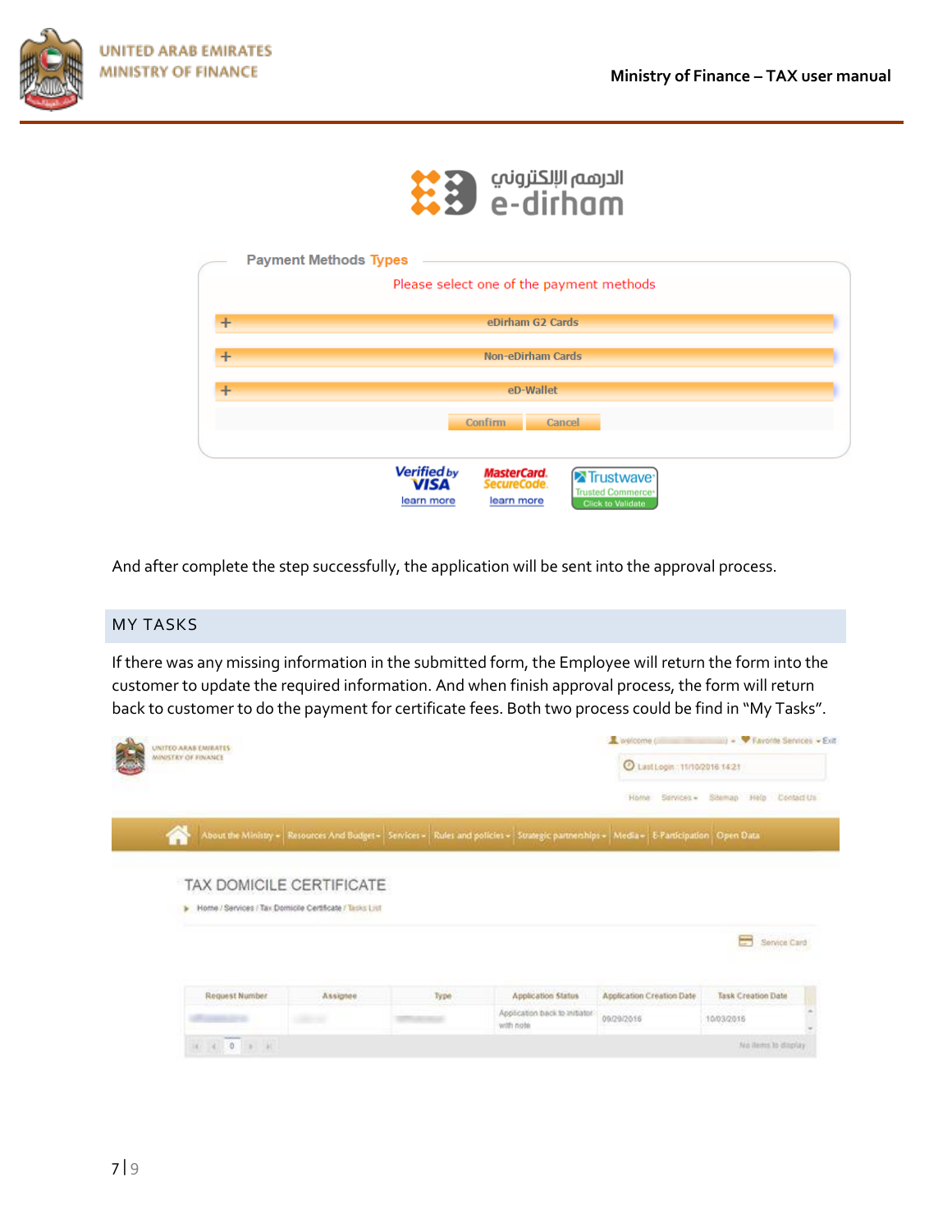And after complete the step successfully, the application will be sent into the approval process.

## MY TASKS

If there was any missing information in the submitted form, the Employee will return the form into the customer to update the required information. And when finish approval process, the form will return back to customer to do the payment for certificate fees. Both two process could be find in "My Tasks".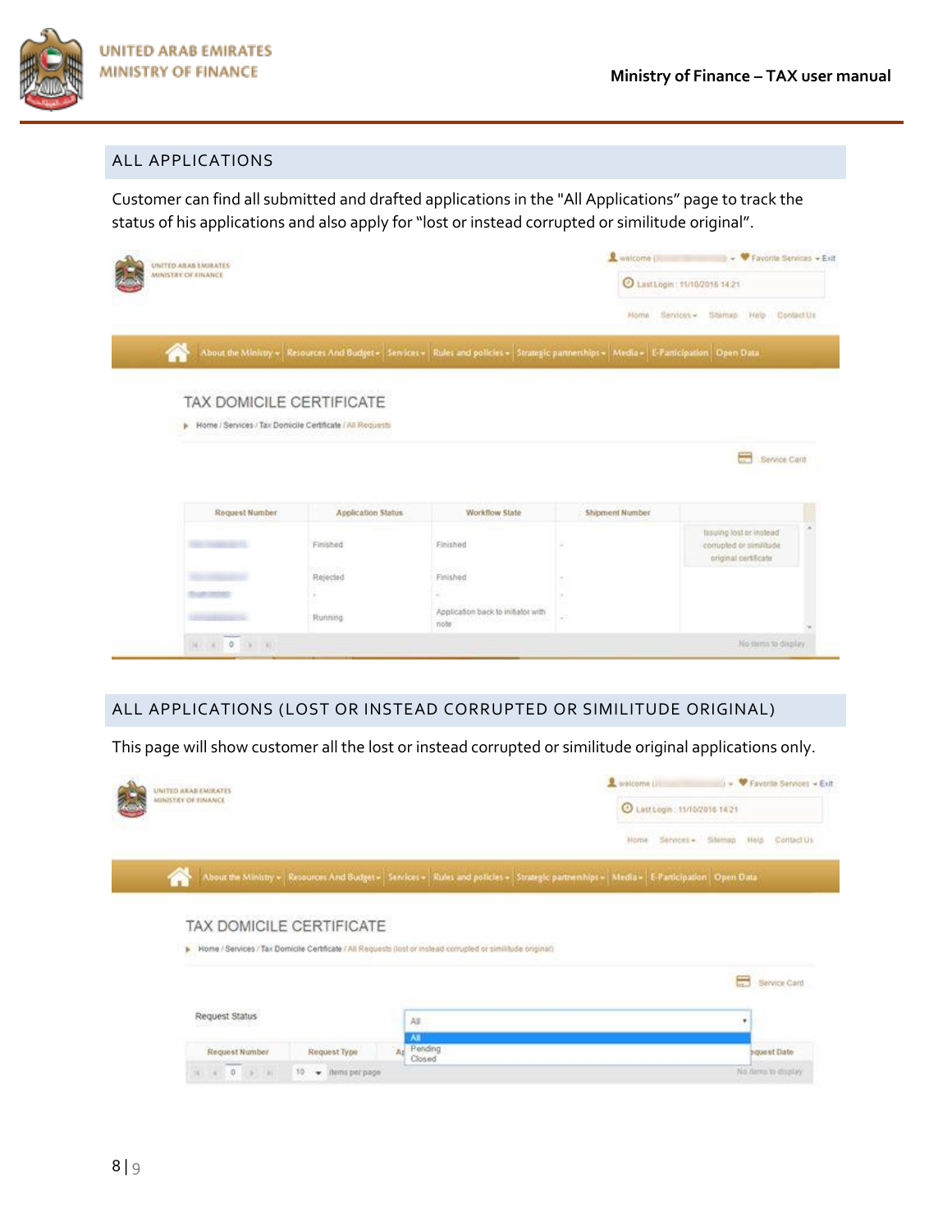## ALL APPLICATIONS

Customer can find all submitted and drafted applications in the "All Applications" page to track the status of his applications and also apply for "lost or instead corrupted or similitude original".

## ALL APPLICATIONS (LOST OR INSTEAD CORRUPTED OR SIMILITUDE ORIGINAL)

This page will show customer all the lost or instead corrupted or similitude original applications only.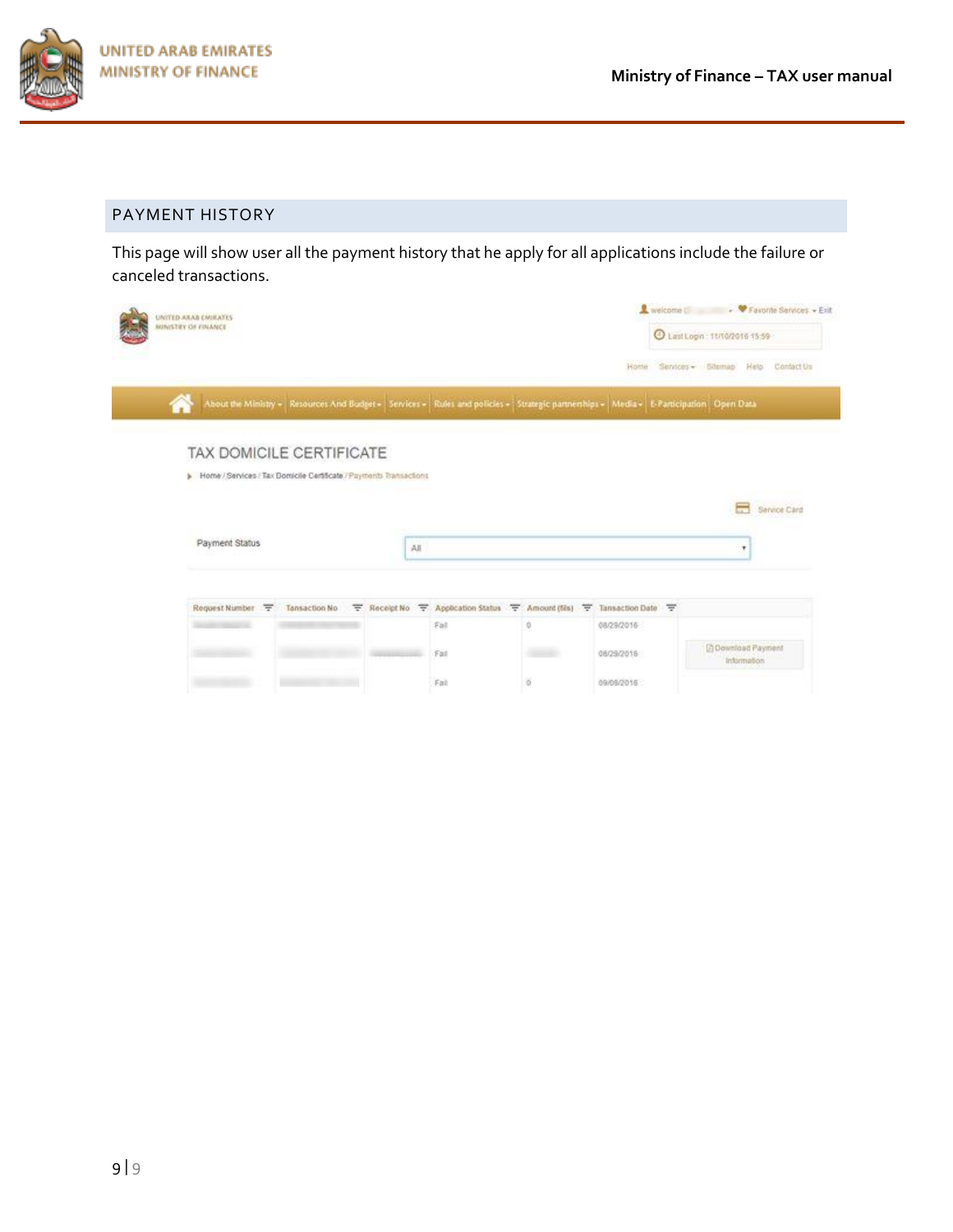## PAYMENT HISTORY

This page will show user all the payment history that he apply for all applications include the failure or canceled transactions.